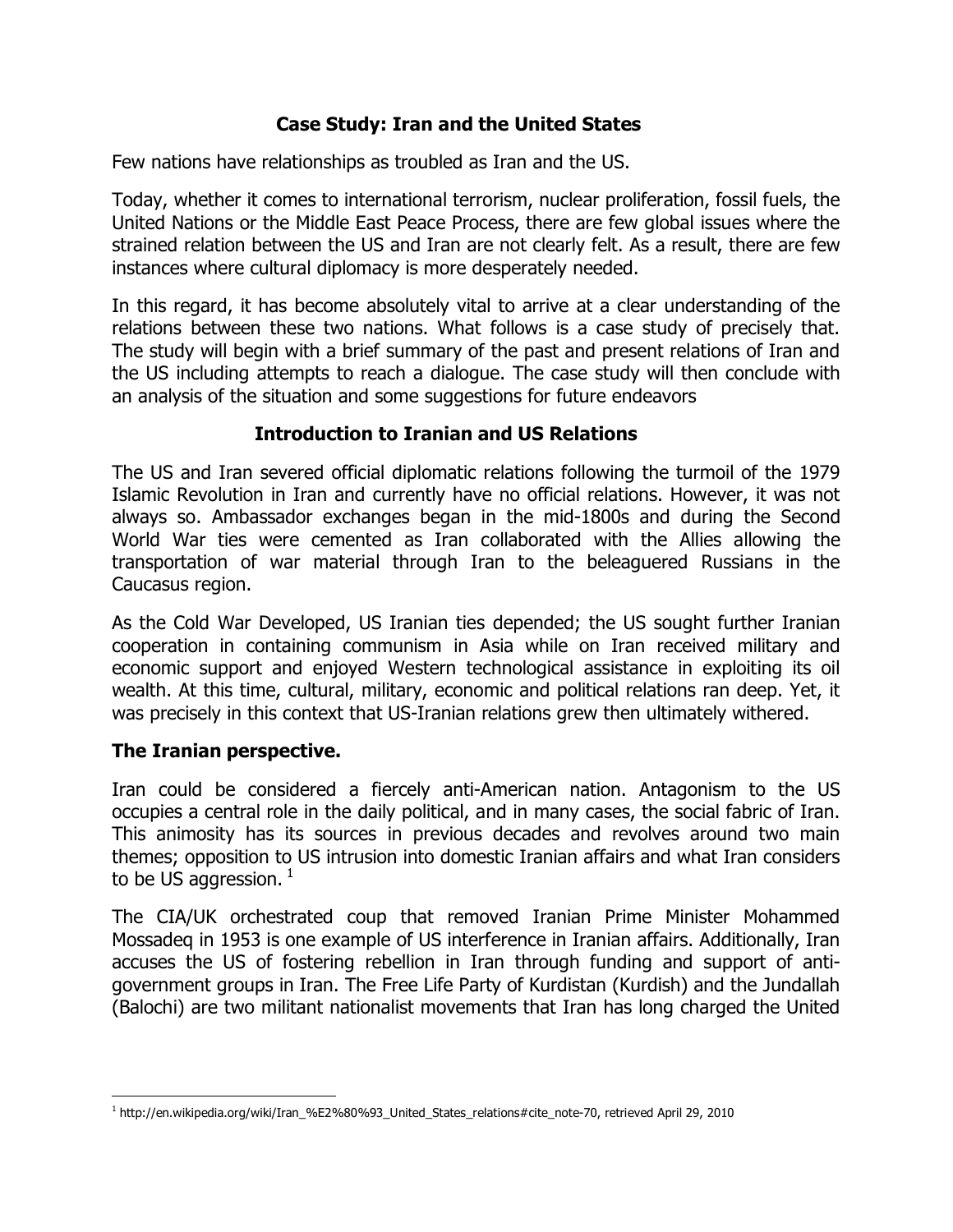# Case Study: Iran and the United States

Few nations have relationships as troubled as Iran and the US.

Today, whether it comes to international terrorism, nuclear proliferation, fossil fuels, the United Nations or the Middle East Peace Process, there are few global issues where the strained relation between the US and Iran are not clearly felt. As a result, there are few instances where cultural diplomacy is more desperately needed.

In this regard, it has become absolutely vital to arrive at a clear understanding of the relations between these two nations. What follows is a case study of precisely that. The study will begin with a brief summary of the past and present relations of Iran and the US including attempts to reach a dialogue. The case study will then conclude with an analysis of the situation and some suggestions for future endeavors

## Introduction to Iranian and US Relations

The US and Iran severed official diplomatic relations following the turmoil of the 1979 Islamic Revolution in Iran and currently have no official relations. However, it was not always so. Ambassador exchanges began in the mid-1800s and during the Second World War ties were cemented as Iran collaborated with the Allies allowing the transportation of war material through Iran to the beleaguered Russians in the Caucasus region.

As the Cold War Developed, US Iranian ties depended; the US sought further Iranian cooperation in containing communism in Asia while on Iran received military and economic support and enjoyed Western technological assistance in exploiting its oil wealth. At this time, cultural, military, economic and political relations ran deep. Yet, it was precisely in this context that US-Iranian relations grew then ultimately withered.

### The Iranian perspective.

Iran could be considered a fiercely anti-American nation. Antagonism to the US occupies a central role in the daily political, and in many cases, the social fabric of Iran. This animosity has its sources in previous decades and revolves around two main themes; opposition to US intrusion into domestic Iranian affairs and what Iran considers to be US aggression. [1]

The CIA/UK orchestrated coup that removed Iranian Prime Minister Mohammed Mossadeq in 1953 is one example of US interference in Iranian affairs. Additionally, Iran accuses the US of fostering rebellion in Iran through funding and support of anti-government groups in Iran. The Free Life Party of Kurdistan (Kurdish) and the Jundallah (Balochi) are two militant nationalist movements that Iran has long charged the United

---

[1] http://en.wikipedia.org/wiki/Iran_%E2%80%93_United_States_relations#cite_note-70, retrieved April 29, 2010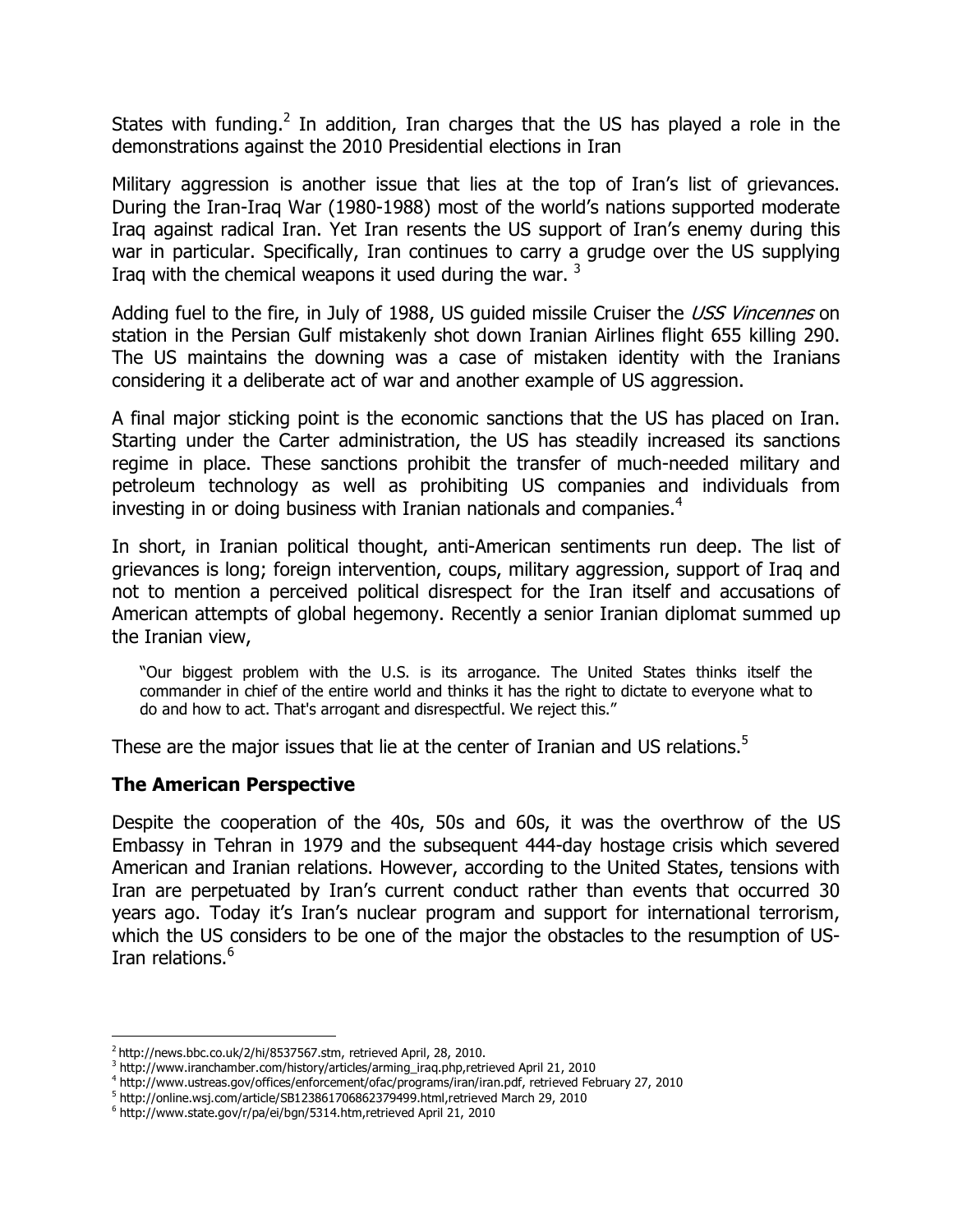States with funding.[2] In addition, Iran charges that the US has played a role in the demonstrations against the 2010 Presidential elections in Iran

Military aggression is another issue that lies at the top of Iran's list of grievances. During the Iran-Iraq War (1980-1988) most of the world's nations supported moderate Iraq against radical Iran. Yet Iran resents the US support of Iran's enemy during this war in particular. Specifically, Iran continues to carry a grudge over the US supplying Iraq with the chemical weapons it used during the war. [3]

Adding fuel to the fire, in July of 1988, US guided missile Cruiser the *USS Vincennes* on station in the Persian Gulf mistakenly shot down Iranian Airlines flight 655 killing 290. The US maintains the downing was a case of mistaken identity with the Iranians considering it a deliberate act of war and another example of US aggression.

A final major sticking point is the economic sanctions that the US has placed on Iran. Starting under the Carter administration, the US has steadily increased its sanctions regime in place. These sanctions prohibit the transfer of much-needed military and petroleum technology as well as prohibiting US companies and individuals from investing in or doing business with Iranian nationals and companies.[4]

In short, in Iranian political thought, anti-American sentiments run deep. The list of grievances is long; foreign intervention, coups, military aggression, support of Iraq and not to mention a perceived political disrespect for the Iran itself and accusations of American attempts of global hegemony. Recently a senior Iranian diplomat summed up the Iranian view,

> "Our biggest problem with the U.S. is its arrogance. The United States thinks itself the commander in chief of the entire world and thinks it has the right to dictate to everyone what to do and how to act. That's arrogant and disrespectful. We reject this."

These are the major issues that lie at the center of Iranian and US relations.[5]

## The American Perspective

Despite the cooperation of the 40s, 50s and 60s, it was the overthrow of the US Embassy in Tehran in 1979 and the subsequent 444-day hostage crisis which severed American and Iranian relations. However, according to the United States, tensions with Iran are perpetuated by Iran's current conduct rather than events that occurred 30 years ago. Today it's Iran's nuclear program and support for international terrorism, which the US considers to be one of the major the obstacles to the resumption of US-Iran relations.[6]

---

[2] http://news.bbc.co.uk/2/hi/8537567.stm, retrieved April, 28, 2010.

[3] http://www.iranchamber.com/history/articles/arming_iraq.php,retrieved April 21, 2010

[4] http://www.ustreas.gov/offices/enforcement/ofac/programs/iran/iran.pdf, retrieved February 27, 2010

[5] http://online.wsj.com/article/SB123861706862379499.html,retrieved March 29, 2010

[6] http://www.state.gov/r/pa/ei/bgn/5314.htm,retrieved April 21, 2010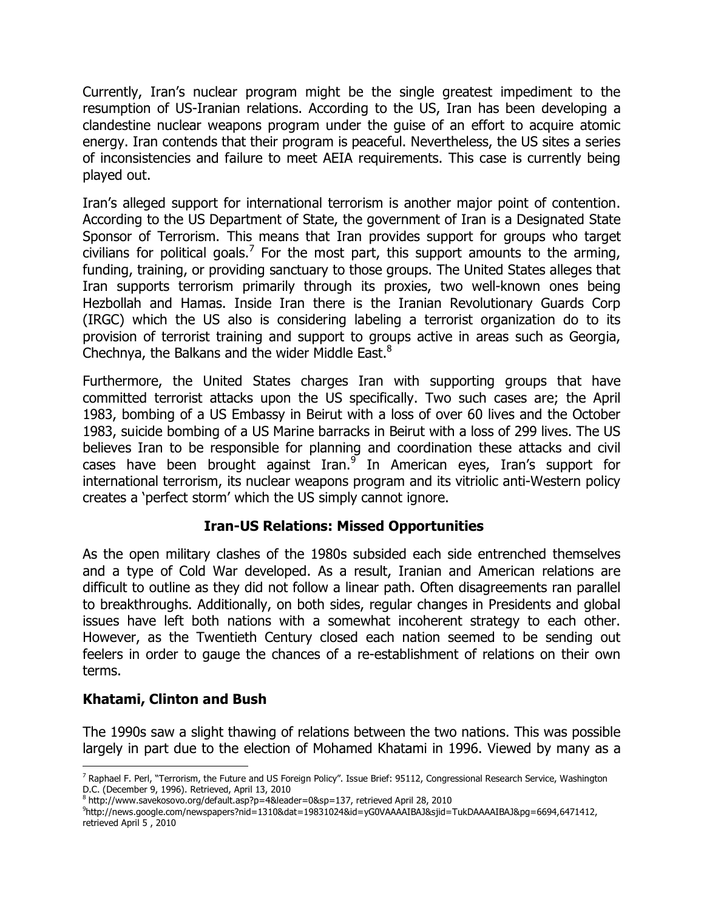Currently, Iran's nuclear program might be the single greatest impediment to the resumption of US-Iranian relations. According to the US, Iran has been developing a clandestine nuclear weapons program under the guise of an effort to acquire atomic energy. Iran contends that their program is peaceful. Nevertheless, the US sites a series of inconsistencies and failure to meet AEIA requirements. This case is currently being played out.

Iran's alleged support for international terrorism is another major point of contention. According to the US Department of State, the government of Iran is a Designated State Sponsor of Terrorism. This means that Iran provides support for groups who target civilians for political goals.[7] For the most part, this support amounts to the arming, funding, training, or providing sanctuary to those groups. The United States alleges that Iran supports terrorism primarily through its proxies, two well-known ones being Hezbollah and Hamas. Inside Iran there is the Iranian Revolutionary Guards Corp (IRGC) which the US also is considering labeling a terrorist organization do to its provision of terrorist training and support to groups active in areas such as Georgia, Chechnya, the Balkans and the wider Middle East.[8]

Furthermore, the United States charges Iran with supporting groups that have committed terrorist attacks upon the US specifically. Two such cases are; the April 1983, bombing of a US Embassy in Beirut with a loss of over 60 lives and the October 1983, suicide bombing of a US Marine barracks in Beirut with a loss of 299 lives. The US believes Iran to be responsible for planning and coordination these attacks and civil cases have been brought against Iran.[9] In American eyes, Iran's support for international terrorism, its nuclear weapons program and its vitriolic anti-Western policy creates a 'perfect storm' which the US simply cannot ignore.

## Iran-US Relations: Missed Opportunities

As the open military clashes of the 1980s subsided each side entrenched themselves and a type of Cold War developed. As a result, Iranian and American relations are difficult to outline as they did not follow a linear path. Often disagreements ran parallel to breakthroughs. Additionally, on both sides, regular changes in Presidents and global issues have left both nations with a somewhat incoherent strategy to each other. However, as the Twentieth Century closed each nation seemed to be sending out feelers in order to gauge the chances of a re-establishment of relations on their own terms.

### Khatami, Clinton and Bush

The 1990s saw a slight thawing of relations between the two nations. This was possible largely in part due to the election of Mohamed Khatami in 1996. Viewed by many as a

---

[7] Raphael F. Perl, "Terrorism, the Future and US Foreign Policy". Issue Brief: 95112, Congressional Research Service, Washington D.C. (December 9, 1996). Retrieved, April 13, 2010

[8] http://www.savekosovo.org/default.asp?p=4&leader=0&sp=137, retrieved April 28, 2010

[9] http://news.google.com/newspapers?nid=1310&dat=19831024&id=yG0VAAAAIBAJ&sjid=TukDAAAAIBAJ&pg=6694,6471412, retrieved April 5 , 2010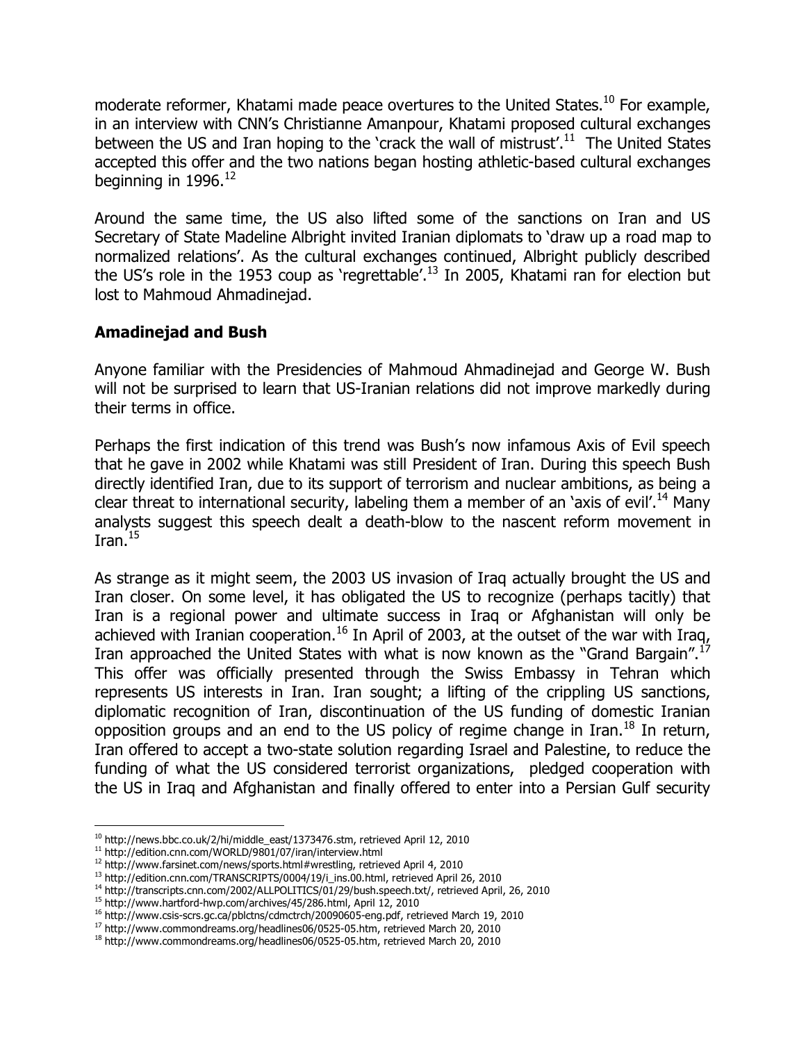moderate reformer, Khatami made peace overtures to the United States.[10] For example, in an interview with CNN's Christianne Amanpour, Khatami proposed cultural exchanges between the US and Iran hoping to the 'crack the wall of mistrust'.[11] The United States accepted this offer and the two nations began hosting athletic-based cultural exchanges beginning in 1996.[12]

Around the same time, the US also lifted some of the sanctions on Iran and US Secretary of State Madeline Albright invited Iranian diplomats to 'draw up a road map to normalized relations'. As the cultural exchanges continued, Albright publicly described the US's role in the 1953 coup as 'regrettable'.[13] In 2005, Khatami ran for election but lost to Mahmoud Ahmadinejad.

## Amadinejad and Bush

Anyone familiar with the Presidencies of Mahmoud Ahmadinejad and George W. Bush will not be surprised to learn that US-Iranian relations did not improve markedly during their terms in office.

Perhaps the first indication of this trend was Bush's now infamous Axis of Evil speech that he gave in 2002 while Khatami was still President of Iran. During this speech Bush directly identified Iran, due to its support of terrorism and nuclear ambitions, as being a clear threat to international security, labeling them a member of an 'axis of evil'.[14] Many analysts suggest this speech dealt a death-blow to the nascent reform movement in Iran.[15]

As strange as it might seem, the 2003 US invasion of Iraq actually brought the US and Iran closer. On some level, it has obligated the US to recognize (perhaps tacitly) that Iran is a regional power and ultimate success in Iraq or Afghanistan will only be achieved with Iranian cooperation.[16] In April of 2003, at the outset of the war with Iraq, Iran approached the United States with what is now known as the "Grand Bargain".[17] This offer was officially presented through the Swiss Embassy in Tehran which represents US interests in Iran. Iran sought; a lifting of the crippling US sanctions, diplomatic recognition of Iran, discontinuation of the US funding of domestic Iranian opposition groups and an end to the US policy of regime change in Iran.[18] In return, Iran offered to accept a two-state solution regarding Israel and Palestine, to reduce the funding of what the US considered terrorist organizations, pledged cooperation with the US in Iraq and Afghanistan and finally offered to enter into a Persian Gulf security

---

[10] http://news.bbc.co.uk/2/hi/middle_east/1373476.stm, retrieved April 12, 2010
[11] http://edition.cnn.com/WORLD/9801/07/iran/interview.html
[12] http://www.farsinet.com/news/sports.html#wrestling, retrieved April 4, 2010
[13] http://edition.cnn.com/TRANSCRIPTS/0004/19/i_ins.00.html, retrieved April 26, 2010
[14] http://transcripts.cnn.com/2002/ALLPOLITICS/01/29/bush.speech.txt/, retrieved April, 26, 2010
[15] http://www.hartford-hwp.com/archives/45/286.html, April 12, 2010
[16] http://www.csis-scrs.gc.ca/pblctns/cdmctrch/20090605-eng.pdf, retrieved March 19, 2010
[17] http://www.commondreams.org/headlines06/0525-05.htm, retrieved March 20, 2010
[18] http://www.commondreams.org/headlines06/0525-05.htm, retrieved March 20, 2010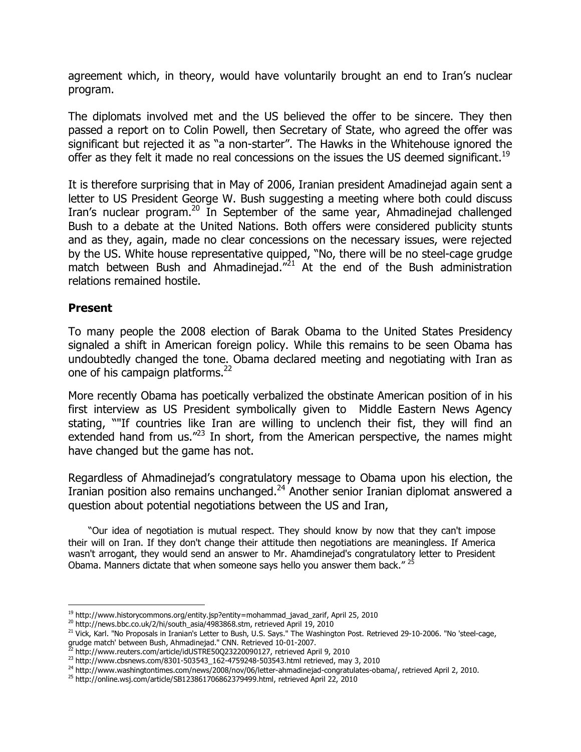agreement which, in theory, would have voluntarily brought an end to Iran's nuclear program.

The diplomats involved met and the US believed the offer to be sincere. They then passed a report on to Colin Powell, then Secretary of State, who agreed the offer was significant but rejected it as "a non-starter". The Hawks in the Whitehouse ignored the offer as they felt it made no real concessions on the issues the US deemed significant.[19]

It is therefore surprising that in May of 2006, Iranian president Amadinejad again sent a letter to US President George W. Bush suggesting a meeting where both could discuss Iran's nuclear program.[20] In September of the same year, Ahmadinejad challenged Bush to a debate at the United Nations. Both offers were considered publicity stunts and as they, again, made no clear concessions on the necessary issues, were rejected by the US. White house representative quipped, "No, there will be no steel-cage grudge match between Bush and Ahmadinejad."[21] At the end of the Bush administration relations remained hostile.

## Present

To many people the 2008 election of Barak Obama to the United States Presidency signaled a shift in American foreign policy. While this remains to be seen Obama has undoubtedly changed the tone. Obama declared meeting and negotiating with Iran as one of his campaign platforms.[22]

More recently Obama has poetically verbalized the obstinate American position of in his first interview as US President symbolically given to Middle Eastern News Agency stating, ""If countries like Iran are willing to unclench their fist, they will find an extended hand from us."[23] In short, from the American perspective, the names might have changed but the game has not.

Regardless of Ahmadinejad's congratulatory message to Obama upon his election, the Iranian position also remains unchanged.[24] Another senior Iranian diplomat answered a question about potential negotiations between the US and Iran,

> "Our idea of negotiation is mutual respect. They should know by now that they can't impose their will on Iran. If they don't change their attitude then negotiations are meaningless. If America wasn't arrogant, they would send an answer to Mr. Ahamdinejad's congratulatory letter to President Obama. Manners dictate that when someone says hello you answer them back."[25]

---

[19] http://www.historycommons.org/entity.jsp?entity=mohammad_javad_zarif, April 25, 2010

[20] http://news.bbc.co.uk/2/hi/south_asia/4983868.stm, retrieved April 19, 2010

[21] Vick, Karl. "No Proposals in Iranian's Letter to Bush, U.S. Says." The Washington Post. Retrieved 29-10-2006. "No 'steel-cage, grudge match' between Bush, Ahmadinejad." CNN. Retrieved 10-01-2007.

[22] http://www.reuters.com/article/idUSTRE50Q23220090127, retrieved April 9, 2010

[23] http://www.cbsnews.com/8301-503543_162-4759248-503543.html retrieved, may 3, 2010

[24] http://www.washingtontimes.com/news/2008/nov/06/letter-ahmadinejad-congratulates-obama/, retrieved April 2, 2010.

[25] http://online.wsj.com/article/SB123861706862379499.html, retrieved April 22, 2010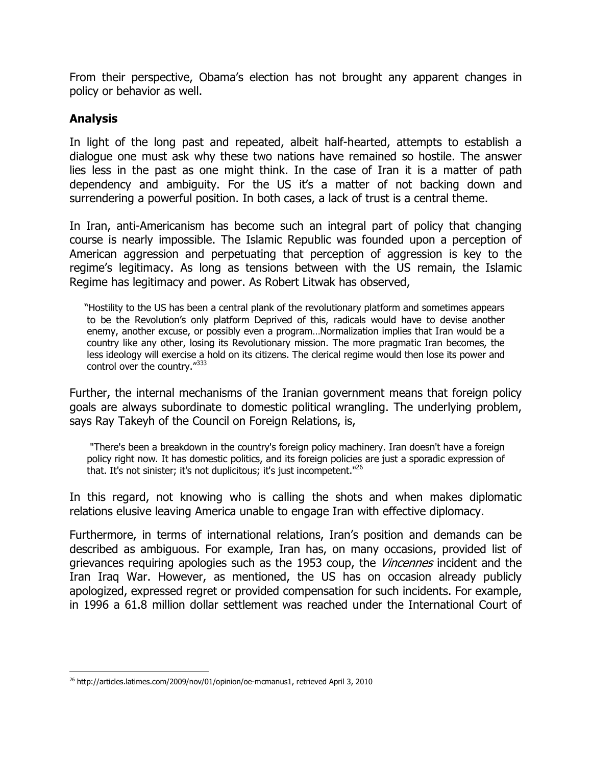From their perspective, Obama's election has not brought any apparent changes in policy or behavior as well.

## Analysis

In light of the long past and repeated, albeit half-hearted, attempts to establish a dialogue one must ask why these two nations have remained so hostile. The answer lies less in the past as one might think. In the case of Iran it is a matter of path dependency and ambiguity. For the US it's a matter of not backing down and surrendering a powerful position. In both cases, a lack of trust is a central theme.

In Iran, anti-Americanism has become such an integral part of policy that changing course is nearly impossible. The Islamic Republic was founded upon a perception of American aggression and perpetuating that perception of aggression is key to the regime's legitimacy. As long as tensions between with the US remain, the Islamic Regime has legitimacy and power. As Robert Litwak has observed,

> "Hostility to the US has been a central plank of the revolutionary platform and sometimes appears to be the Revolution's only platform Deprived of this, radicals would have to devise another enemy, another excuse, or possibly even a program…Normalization implies that Iran would be a country like any other, losing its Revolutionary mission. The more pragmatic Iran becomes, the less ideology will exercise a hold on its citizens. The clerical regime would then lose its power and control over the country."[333]

Further, the internal mechanisms of the Iranian government means that foreign policy goals are always subordinate to domestic political wrangling. The underlying problem, says Ray Takeyh of the Council on Foreign Relations, is,

> "There's been a breakdown in the country's foreign policy machinery. Iran doesn't have a foreign policy right now. It has domestic politics, and its foreign policies are just a sporadic expression of that. It's not sinister; it's not duplicitous; it's just incompetent."[26]

In this regard, not knowing who is calling the shots and when makes diplomatic relations elusive leaving America unable to engage Iran with effective diplomacy.

Furthermore, in terms of international relations, Iran's position and demands can be described as ambiguous. For example, Iran has, on many occasions, provided list of grievances requiring apologies such as the 1953 coup, the *Vincennes* incident and the Iran Iraq War. However, as mentioned, the US has on occasion already publicly apologized, expressed regret or provided compensation for such incidents. For example, in 1996 a 61.8 million dollar settlement was reached under the International Court of

---

[26] http://articles.latimes.com/2009/nov/01/opinion/oe-mcmanus1, retrieved April 3, 2010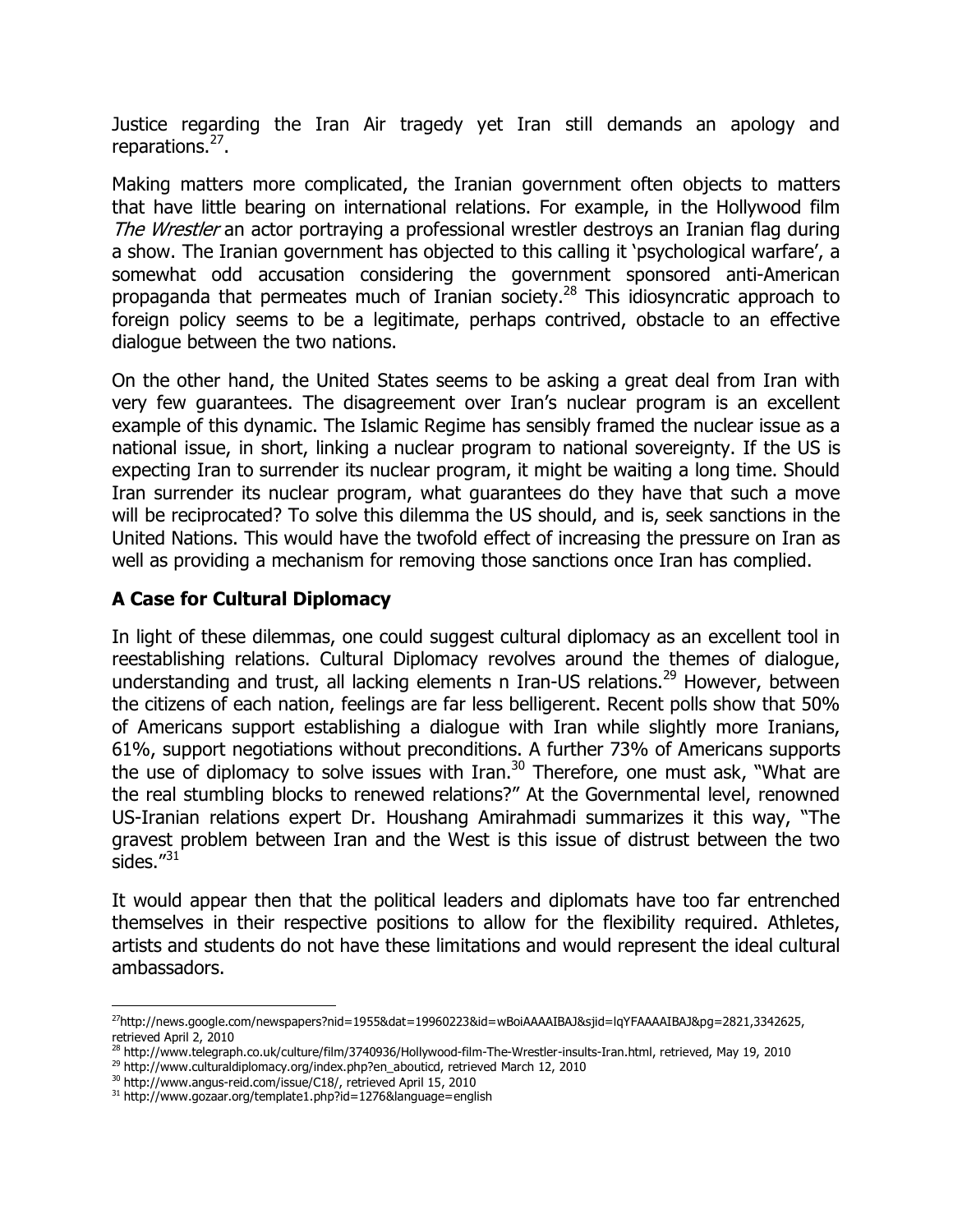Justice regarding the Iran Air tragedy yet Iran still demands an apology and reparations.[27].

Making matters more complicated, the Iranian government often objects to matters that have little bearing on international relations. For example, in the Hollywood film *The Wrestler* an actor portraying a professional wrestler destroys an Iranian flag during a show. The Iranian government has objected to this calling it 'psychological warfare', a somewhat odd accusation considering the government sponsored anti-American propaganda that permeates much of Iranian society.[28] This idiosyncratic approach to foreign policy seems to be a legitimate, perhaps contrived, obstacle to an effective dialogue between the two nations.

On the other hand, the United States seems to be asking a great deal from Iran with very few guarantees. The disagreement over Iran's nuclear program is an excellent example of this dynamic. The Islamic Regime has sensibly framed the nuclear issue as a national issue, in short, linking a nuclear program to national sovereignty. If the US is expecting Iran to surrender its nuclear program, it might be waiting a long time. Should Iran surrender its nuclear program, what guarantees do they have that such a move will be reciprocated? To solve this dilemma the US should, and is, seek sanctions in the United Nations. This would have the twofold effect of increasing the pressure on Iran as well as providing a mechanism for removing those sanctions once Iran has complied.

## A Case for Cultural Diplomacy

In light of these dilemmas, one could suggest cultural diplomacy as an excellent tool in reestablishing relations. Cultural Diplomacy revolves around the themes of dialogue, understanding and trust, all lacking elements n Iran-US relations.[29] However, between the citizens of each nation, feelings are far less belligerent. Recent polls show that 50% of Americans support establishing a dialogue with Iran while slightly more Iranians, 61%, support negotiations without preconditions. A further 73% of Americans supports the use of diplomacy to solve issues with Iran.[30] Therefore, one must ask, "What are the real stumbling blocks to renewed relations?" At the Governmental level, renowned US-Iranian relations expert Dr. Houshang Amirahmadi summarizes it this way, "The gravest problem between Iran and the West is this issue of distrust between the two sides."[31]

It would appear then that the political leaders and diplomats have too far entrenched themselves in their respective positions to allow for the flexibility required. Athletes, artists and students do not have these limitations and would represent the ideal cultural ambassadors.

---

[27] http://news.google.com/newspapers?nid=1955&dat=19960223&id=wBoiAAAAIBAJ&sjid=lqYFAAAAIBAJ&pg=2821,3342625, retrieved April 2, 2010

[28] http://www.telegraph.co.uk/culture/film/3740936/Hollywood-film-The-Wrestler-insults-Iran.html, retrieved, May 19, 2010

[29] http://www.culturaldiplomacy.org/index.php?en_aboutícd, retrieved March 12, 2010

[30] http://www.angus-reid.com/issue/C18/, retrieved April 15, 2010

[31] http://www.gozaar.org/template1.php?id=1276&language=english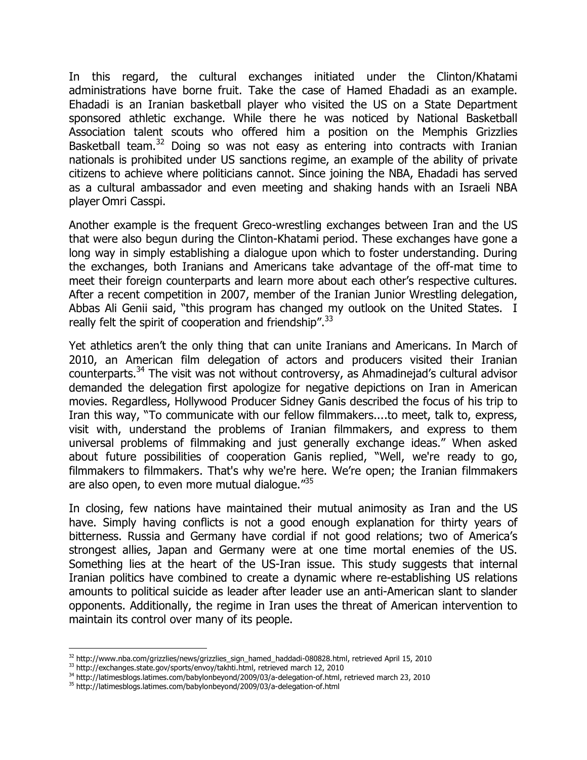In this regard, the cultural exchanges initiated under the Clinton/Khatami administrations have borne fruit. Take the case of Hamed Ehadadi as an example. Ehadadi is an Iranian basketball player who visited the US on a State Department sponsored athletic exchange. While there he was noticed by National Basketball Association talent scouts who offered him a position on the Memphis Grizzlies Basketball team.[32] Doing so was not easy as entering into contracts with Iranian nationals is prohibited under US sanctions regime, an example of the ability of private citizens to achieve where politicians cannot. Since joining the NBA, Ehadadi has served as a cultural ambassador and even meeting and shaking hands with an Israeli NBA player Omri Casspi.

Another example is the frequent Greco-wrestling exchanges between Iran and the US that were also begun during the Clinton-Khatami period. These exchanges have gone a long way in simply establishing a dialogue upon which to foster understanding. During the exchanges, both Iranians and Americans take advantage of the off-mat time to meet their foreign counterparts and learn more about each other's respective cultures. After a recent competition in 2007, member of the Iranian Junior Wrestling delegation, Abbas Ali Genii said, "this program has changed my outlook on the United States. I really felt the spirit of cooperation and friendship".[33]

Yet athletics aren't the only thing that can unite Iranians and Americans. In March of 2010, an American film delegation of actors and producers visited their Iranian counterparts.[34] The visit was not without controversy, as Ahmadinejad's cultural advisor demanded the delegation first apologize for negative depictions on Iran in American movies. Regardless, Hollywood Producer Sidney Ganis described the focus of his trip to Iran this way, "To communicate with our fellow filmmakers....to meet, talk to, express, visit with, understand the problems of Iranian filmmakers, and express to them universal problems of filmmaking and just generally exchange ideas." When asked about future possibilities of cooperation Ganis replied, "Well, we're ready to go, filmmakers to filmmakers. That's why we're here. We're open; the Iranian filmmakers are also open, to even more mutual dialogue."[35]

In closing, few nations have maintained their mutual animosity as Iran and the US have. Simply having conflicts is not a good enough explanation for thirty years of bitterness. Russia and Germany have cordial if not good relations; two of America's strongest allies, Japan and Germany were at one time mortal enemies of the US. Something lies at the heart of the US-Iran issue. This study suggests that internal Iranian politics have combined to create a dynamic where re-establishing US relations amounts to political suicide as leader after leader use an anti-American slant to slander opponents. Additionally, the regime in Iran uses the threat of American intervention to maintain its control over many of its people.

---

[32] http://www.nba.com/grizzlies/news/grizzlies_sign_hamed_haddadi-080828.html, retrieved April 15, 2010

[33] http://exchanges.state.gov/sports/envoy/takhti.html, retrieved march 12, 2010

[34] http://latimesblogs.latimes.com/babylonbeyond/2009/03/a-delegation-of.html, retrieved march 23, 2010

[35] http://latimesblogs.latimes.com/babylonbeyond/2009/03/a-delegation-of.html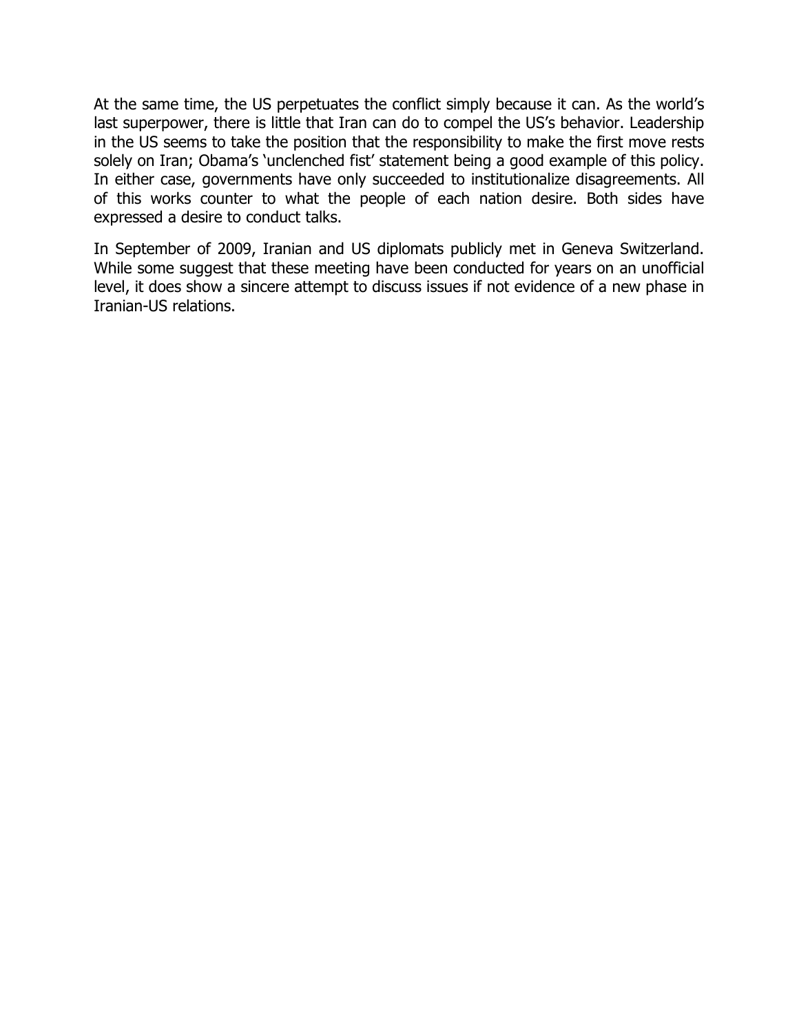At the same time, the US perpetuates the conflict simply because it can. As the world's last superpower, there is little that Iran can do to compel the US's behavior. Leadership in the US seems to take the position that the responsibility to make the first move rests solely on Iran; Obama's 'unclenched fist' statement being a good example of this policy. In either case, governments have only succeeded to institutionalize disagreements. All of this works counter to what the people of each nation desire. Both sides have expressed a desire to conduct talks.

In September of 2009, Iranian and US diplomats publicly met in Geneva Switzerland. While some suggest that these meeting have been conducted for years on an unofficial level, it does show a sincere attempt to discuss issues if not evidence of a new phase in Iranian-US relations.